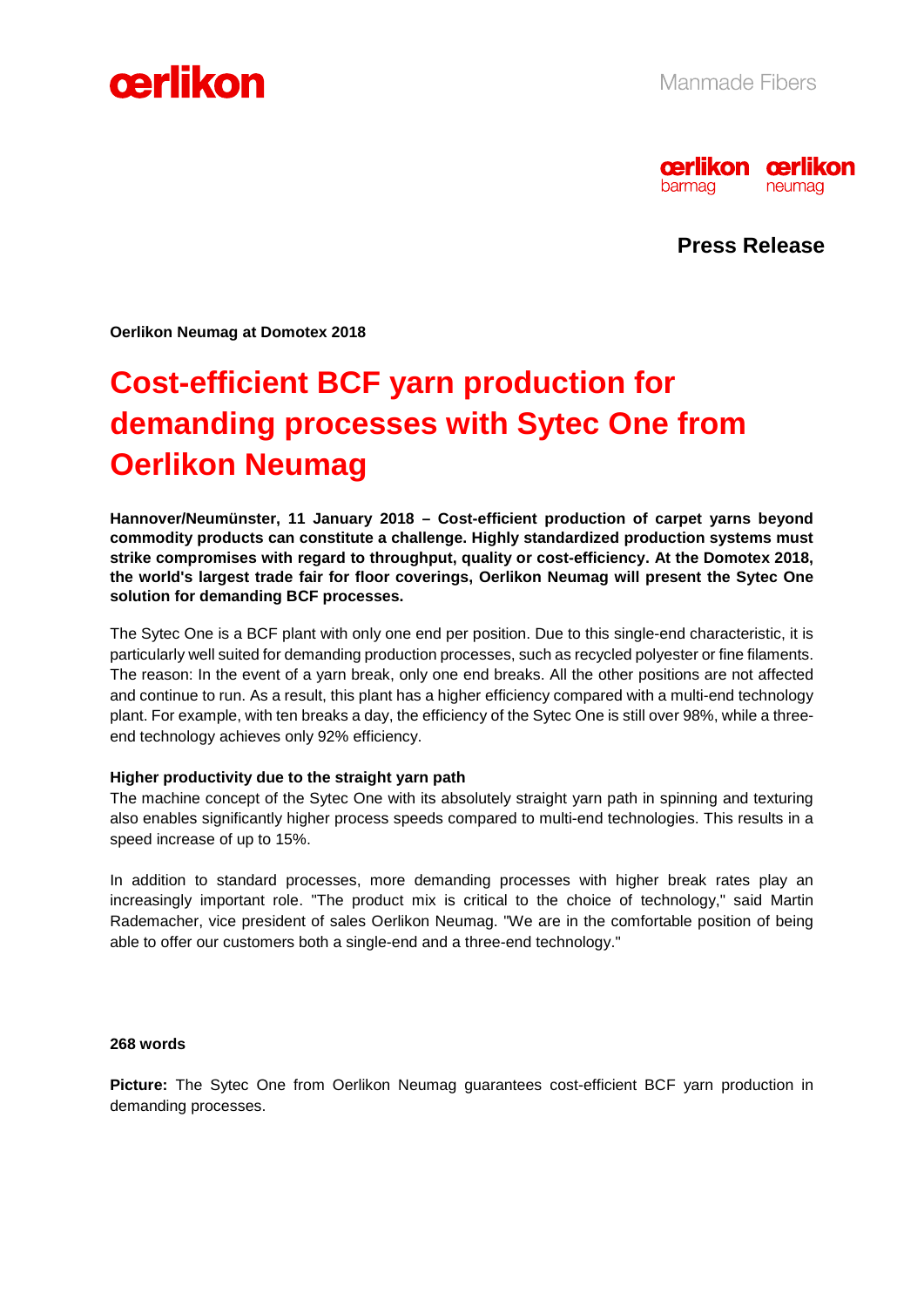Manmade Fibers

**Press Release**

**Oerlikon Neumag at Domotex 2018**

# Cost-efficient BCF yarn production for demanding processes with Sytec One from Oerlikon Neumag

**Hannover/Neumünster, 11 January 2018 – Cost-efficient production of carpet yarns beyond commodity products can constitute a challenge. Highly standardized production systems must strike compromises with regard to throughput, quality or cost-efficiency. At the Domotex 2018, the world's largest trade fair for floor coverings, Oerlikon Neumag will present the Sytec One solution for demanding BCF processes.**

The Sytec One is a BCF plant with only one end per position. Due to this single-end characteristic, it is particularly well suited for demanding production processes, such as recycled polyester or fine filaments. The reason: In the event of a yarn break, only one end breaks. All the other positions are not affected and continue to run. As a result, this plant has a higher efficiency compared with a multi-end technology plant. For example, with ten breaks a day, the efficiency of the Sytec One is still over 98%, while a three-end technology achieves only 92% efficiency.

**Higher productivity due to the straight yarn path**

The machine concept of the Sytec One with its absolutely straight yarn path in spinning and texturing also enables significantly higher process speeds compared to multi-end technologies. This results in a speed increase of up to 15%.

In addition to standard processes, more demanding processes with higher break rates play an increasingly important role. "The product mix is critical to the choice of technology," said Martin Rademacher, vice president of sales Oerlikon Neumag. "We are in the comfortable position of being able to offer our customers both a single-end and a three-end technology."

**268 words**

**Picture:** The Sytec One from Oerlikon Neumag guarantees cost-efficient BCF yarn production in demanding processes.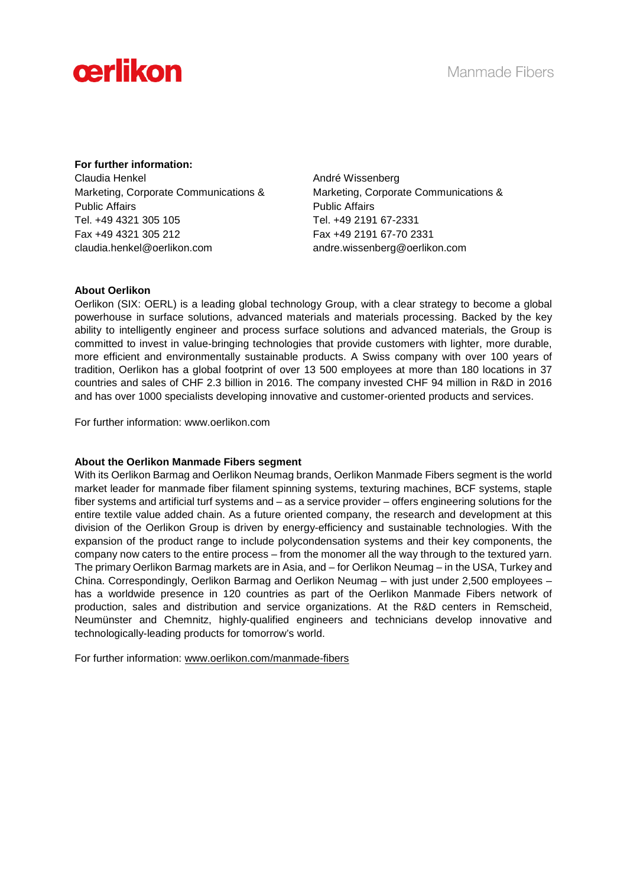**For further information:**

Claudia Henkel
Marketing, Corporate Communications & Public Affairs
Tel. +49 4321 305 105
Fax +49 4321 305 212
claudia.henkel@oerlikon.com

André Wissenberg
Marketing, Corporate Communications & Public Affairs
Tel. +49 2191 67-2331
Fax +49 2191 67-70 2331
andre.wissenberg@oerlikon.com

**About Oerlikon**

Oerlikon (SIX: OERL) is a leading global technology Group, with a clear strategy to become a global powerhouse in surface solutions, advanced materials and materials processing. Backed by the key ability to intelligently engineer and process surface solutions and advanced materials, the Group is committed to invest in value-bringing technologies that provide customers with lighter, more durable, more efficient and environmentally sustainable products. A Swiss company with over 100 years of tradition, Oerlikon has a global footprint of over 13 500 employees at more than 180 locations in 37 countries and sales of CHF 2.3 billion in 2016. The company invested CHF 94 million in R&D in 2016 and has over 1000 specialists developing innovative and customer-oriented products and services.

For further information: www.oerlikon.com

**About the Oerlikon Manmade Fibers segment**

With its Oerlikon Barmag and Oerlikon Neumag brands, Oerlikon Manmade Fibers segment is the world market leader for manmade fiber filament spinning systems, texturing machines, BCF systems, staple fiber systems and artificial turf systems and – as a service provider – offers engineering solutions for the entire textile value added chain. As a future oriented company, the research and development at this division of the Oerlikon Group is driven by energy-efficiency and sustainable technologies. With the expansion of the product range to include polycondensation systems and their key components, the company now caters to the entire process – from the monomer all the way through to the textured yarn. The primary Oerlikon Barmag markets are in Asia, and – for Oerlikon Neumag – in the USA, Turkey and China. Correspondingly, Oerlikon Barmag and Oerlikon Neumag – with just under 2,500 employees – has a worldwide presence in 120 countries as part of the Oerlikon Manmade Fibers network of production, sales and distribution and service organizations. At the R&D centers in Remscheid, Neumünster and Chemnitz, highly-qualified engineers and technicians develop innovative and technologically-leading products for tomorrow's world.

For further information: www.oerlikon.com/manmade-fibers